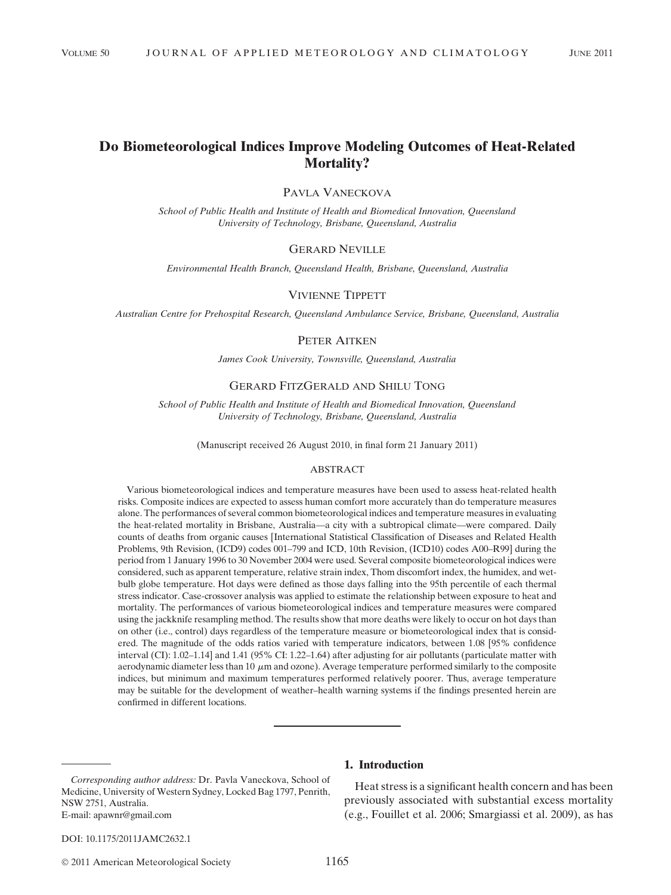# Do Biometeorological Indices Improve Modeling Outcomes of Heat-Related Mortality?

PAVLA VANECKOVA

*School of Public Health and Institute of Health and Biomedical Innovation, Queensland University of Technology, Brisbane, Queensland, Australia*

GERARD NEVILLE

*Environmental Health Branch, Queensland Health, Brisbane, Queensland, Australia*

VIVIENNE TIPPETT

*Australian Centre for Prehospital Research, Queensland Ambulance Service, Brisbane, Queensland, Australia*

PETER AITKEN

*James Cook University, Townsville, Queensland, Australia*

GERARD FITZGERALD AND SHILU TONG

*School of Public Health and Institute of Health and Biomedical Innovation, Queensland University of Technology, Brisbane, Queensland, Australia*

(Manuscript received 26 August 2010, in final form 21 January 2011)

## ABSTRACT

Various biometeorological indices and temperature measures have been used to assess heat-related health risks. Composite indices are expected to assess human comfort more accurately than do temperature measures alone. The performances of several common biometeorological indices and temperature measures in evaluating the heat-related mortality in Brisbane, Australia—a city with a subtropical climate—were compared. Daily counts of deaths from organic causes [International Statistical Classification of Diseases and Related Health Problems, 9th Revision, (ICD9) codes 001–799 and ICD, 10th Revision, (ICD10) codes A00–R99] during the period from 1 January 1996 to 30 November 2004 were used. Several composite biometeorological indices were considered, such as apparent temperature, relative strain index, Thom discomfort index, the humidex, and wet-bulb globe temperature. Hot days were defined as those days falling into the 95th percentile of each thermal stress indicator. Case-crossover analysis was applied to estimate the relationship between exposure to heat and mortality. The performances of various biometeorological indices and temperature measures were compared using the jackknife resampling method. The results show that more deaths were likely to occur on hot days than on other (i.e., control) days regardless of the temperature measure or biometeorological index that is considered. The magnitude of the odds ratios varied with temperature indicators, between 1.08 [95% confidence interval (CI): 1.02–1.14] and 1.41 (95% CI: 1.22–1.64) after adjusting for air pollutants (particulate matter with aerodynamic diameter less than 10 $\mu$m and ozone). Average temperature performed similarly to the composite indices, but minimum and maximum temperatures performed relatively poorer. Thus, average temperature may be suitable for the development of weather–health warning systems if the findings presented herein are confirmed in different locations.

## 1. Introduction

Heat stress is a significant health concern and has been previously associated with substantial excess mortality (e.g., Fouillet et al. 2006; Smargiassi et al. 2009), as has

---

*Corresponding author address:* Dr. Pavla Vaneckova, School of Medicine, University of Western Sydney, Locked Bag 1797, Penrith, NSW 2751, Australia.
E-mail: apawnr@gmail.com

DOI: 10.1175/2011JAMC2632.1

© 2011 American Meteorological Society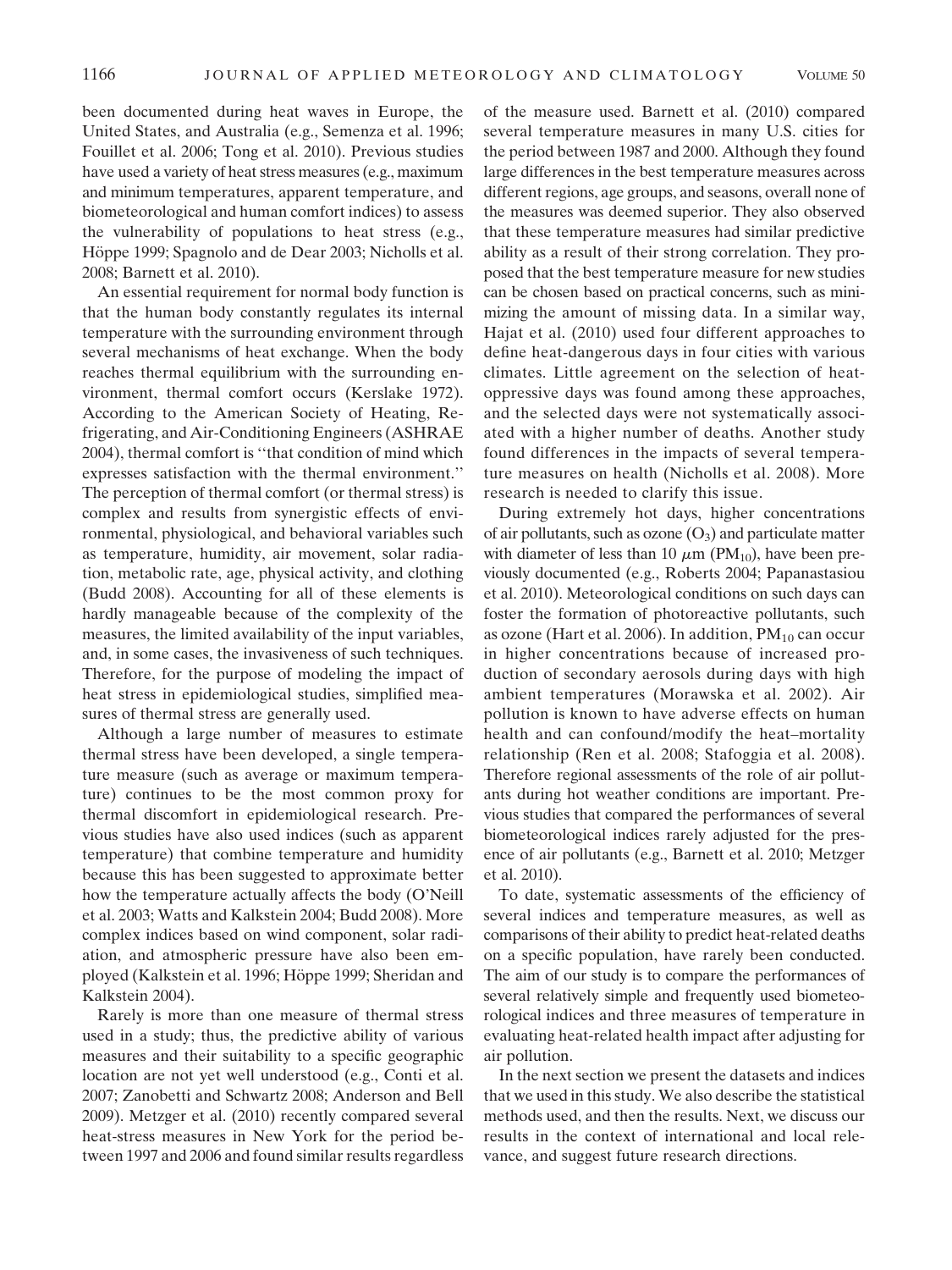been documented during heat waves in Europe, the United States, and Australia (e.g., Semenza et al. 1996; Fouillet et al. 2006; Tong et al. 2010). Previous studies have used a variety of heat stress measures (e.g., maximum and minimum temperatures, apparent temperature, and biometeorological and human comfort indices) to assess the vulnerability of populations to heat stress (e.g., Höppe 1999; Spagnolo and de Dear 2003; Nicholls et al. 2008; Barnett et al. 2010).

An essential requirement for normal body function is that the human body constantly regulates its internal temperature with the surrounding environment through several mechanisms of heat exchange. When the body reaches thermal equilibrium with the surrounding environment, thermal comfort occurs (Kerslake 1972). According to the American Society of Heating, Refrigerating, and Air-Conditioning Engineers (ASHRAE 2004), thermal comfort is "that condition of mind which expresses satisfaction with the thermal environment." The perception of thermal comfort (or thermal stress) is complex and results from synergistic effects of environmental, physiological, and behavioral variables such as temperature, humidity, air movement, solar radiation, metabolic rate, age, physical activity, and clothing (Budd 2008). Accounting for all of these elements is hardly manageable because of the complexity of the measures, the limited availability of the input variables, and, in some cases, the invasiveness of such techniques. Therefore, for the purpose of modeling the impact of heat stress in epidemiological studies, simplified measures of thermal stress are generally used.

Although a large number of measures to estimate thermal stress have been developed, a single temperature measure (such as average or maximum temperature) continues to be the most common proxy for thermal discomfort in epidemiological research. Previous studies have also used indices (such as apparent temperature) that combine temperature and humidity because this has been suggested to approximate better how the temperature actually affects the body (O'Neill et al. 2003; Watts and Kalkstein 2004; Budd 2008). More complex indices based on wind component, solar radiation, and atmospheric pressure have also been employed (Kalkstein et al. 1996; Höppe 1999; Sheridan and Kalkstein 2004).

Rarely is more than one measure of thermal stress used in a study; thus, the predictive ability of various measures and their suitability to a specific geographic location are not yet well understood (e.g., Conti et al. 2007; Zanobetti and Schwartz 2008; Anderson and Bell 2009). Metzger et al. (2010) recently compared several heat-stress measures in New York for the period between 1997 and 2006 and found similar results regardless of the measure used. Barnett et al. (2010) compared several temperature measures in many U.S. cities for the period between 1987 and 2000. Although they found large differences in the best temperature measures across different regions, age groups, and seasons, overall none of the measures was deemed superior. They also observed that these temperature measures had similar predictive ability as a result of their strong correlation. They proposed that the best temperature measure for new studies can be chosen based on practical concerns, such as minimizing the amount of missing data. In a similar way, Hajat et al. (2010) used four different approaches to define heat-dangerous days in four cities with various climates. Little agreement on the selection of heat-oppressive days was found among these approaches, and the selected days were not systematically associated with a higher number of deaths. Another study found differences in the impacts of several temperature measures on health (Nicholls et al. 2008). More research is needed to clarify this issue.

During extremely hot days, higher concentrations of air pollutants, such as ozone ($O_3$) and particulate matter with diameter of less than 10 $\mu$m ($PM_{10}$), have been previously documented (e.g., Roberts 2004; Papanastasiou et al. 2010). Meteorological conditions on such days can foster the formation of photoreactive pollutants, such as ozone (Hart et al. 2006). In addition, $PM_{10}$ can occur in higher concentrations because of increased production of secondary aerosols during days with high ambient temperatures (Morawska et al. 2002). Air pollution is known to have adverse effects on human health and can confound/modify the heat–mortality relationship (Ren et al. 2008; Stafoggia et al. 2008). Therefore regional assessments of the role of air pollutants during hot weather conditions are important. Previous studies that compared the performances of several biometeorological indices rarely adjusted for the presence of air pollutants (e.g., Barnett et al. 2010; Metzger et al. 2010).

To date, systematic assessments of the efficiency of several indices and temperature measures, as well as comparisons of their ability to predict heat-related deaths on a specific population, have rarely been conducted. The aim of our study is to compare the performances of several relatively simple and frequently used biometeorological indices and three measures of temperature in evaluating heat-related health impact after adjusting for air pollution.

In the next section we present the datasets and indices that we used in this study. We also describe the statistical methods used, and then the results. Next, we discuss our results in the context of international and local relevance, and suggest future research directions.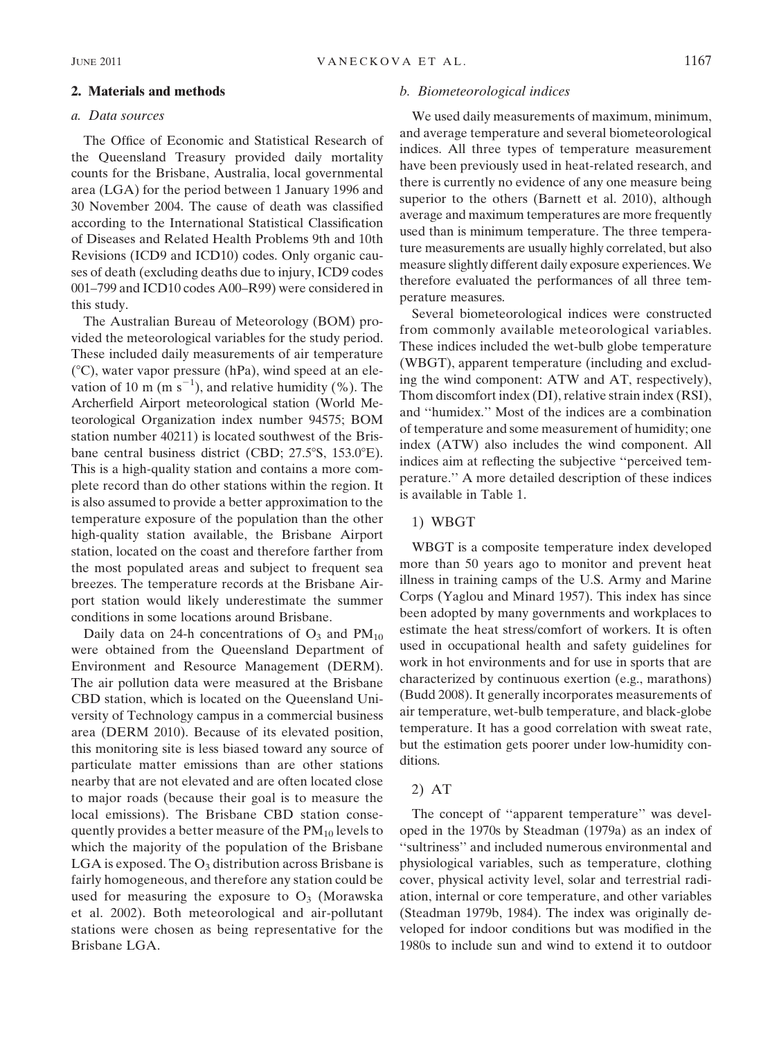## 2. Materials and methods

### *a. Data sources*

The Office of Economic and Statistical Research of the Queensland Treasury provided daily mortality counts for the Brisbane, Australia, local governmental area (LGA) for the period between 1 January 1996 and 30 November 2004. The cause of death was classified according to the International Statistical Classification of Diseases and Related Health Problems 9th and 10th Revisions (ICD9 and ICD10) codes. Only organic causes of death (excluding deaths due to injury, ICD9 codes 001–799 and ICD10 codes A00–R99) were considered in this study.

The Australian Bureau of Meteorology (BOM) provided the meteorological variables for the study period. These included daily measurements of air temperature (°C), water vapor pressure (hPa), wind speed at an elevation of 10 m (m $s^{-1}$), and relative humidity (%). The Archerfield Airport meteorological station (World Meteorological Organization index number 94575; BOM station number 40211) is located southwest of the Brisbane central business district (CBD; 27.5°S, 153.0°E). This is a high-quality station and contains a more complete record than do other stations within the region. It is also assumed to provide a better approximation to the temperature exposure of the population than the other high-quality station available, the Brisbane Airport station, located on the coast and therefore farther from the most populated areas and subject to frequent sea breezes. The temperature records at the Brisbane Airport station would likely underestimate the summer conditions in some locations around Brisbane.

Daily data on 24-h concentrations of $O_3$ and $PM_{10}$ were obtained from the Queensland Department of Environment and Resource Management (DERM). The air pollution data were measured at the Brisbane CBD station, which is located on the Queensland University of Technology campus in a commercial business area (DERM 2010). Because of its elevated position, this monitoring site is less biased toward any source of particulate matter emissions than are other stations nearby that are not elevated and are often located close to major roads (because their goal is to measure the local emissions). The Brisbane CBD station consequently provides a better measure of the $PM_{10}$ levels to which the majority of the population of the Brisbane LGA is exposed. The $O_3$ distribution across Brisbane is fairly homogeneous, and therefore any station could be used for measuring the exposure to $O_3$ (Morawska et al. 2002). Both meteorological and air-pollutant stations were chosen as being representative for the Brisbane LGA.

### *b. Biometeorological indices*

We used daily measurements of maximum, minimum, and average temperature and several biometeorological indices. All three types of temperature measurement have been previously used in heat-related research, and there is currently no evidence of any one measure being superior to the others (Barnett et al. 2010), although average and maximum temperatures are more frequently used than is minimum temperature. The three temperature measurements are usually highly correlated, but also measure slightly different daily exposure experiences. We therefore evaluated the performances of all three temperature measures.

Several biometeorological indices were constructed from commonly available meteorological variables. These indices included the wet-bulb globe temperature (WBGT), apparent temperature (including and excluding the wind component: ATW and AT, respectively), Thom discomfort index (DI), relative strain index (RSI), and "humidex." Most of the indices are a combination of temperature and some measurement of humidity; one index (ATW) also includes the wind component. All indices aim at reflecting the subjective "perceived temperature." A more detailed description of these indices is available in Table 1.

#### 1) WBGT

WBGT is a composite temperature index developed more than 50 years ago to monitor and prevent heat illness in training camps of the U.S. Army and Marine Corps (Yaglou and Minard 1957). This index has since been adopted by many governments and workplaces to estimate the heat stress/comfort of workers. It is often used in occupational health and safety guidelines for work in hot environments and for use in sports that are characterized by continuous exertion (e.g., marathons) (Budd 2008). It generally incorporates measurements of air temperature, wet-bulb temperature, and black-globe temperature. It has a good correlation with sweat rate, but the estimation gets poorer under low-humidity conditions.

#### 2) AT

The concept of "apparent temperature" was developed in the 1970s by Steadman (1979a) as an index of "sultriness" and included numerous environmental and physiological variables, such as temperature, clothing cover, physical activity level, solar and terrestrial radiation, internal or core temperature, and other variables (Steadman 1979b, 1984). The index was originally developed for indoor conditions but was modified in the 1980s to include sun and wind to extend it to outdoor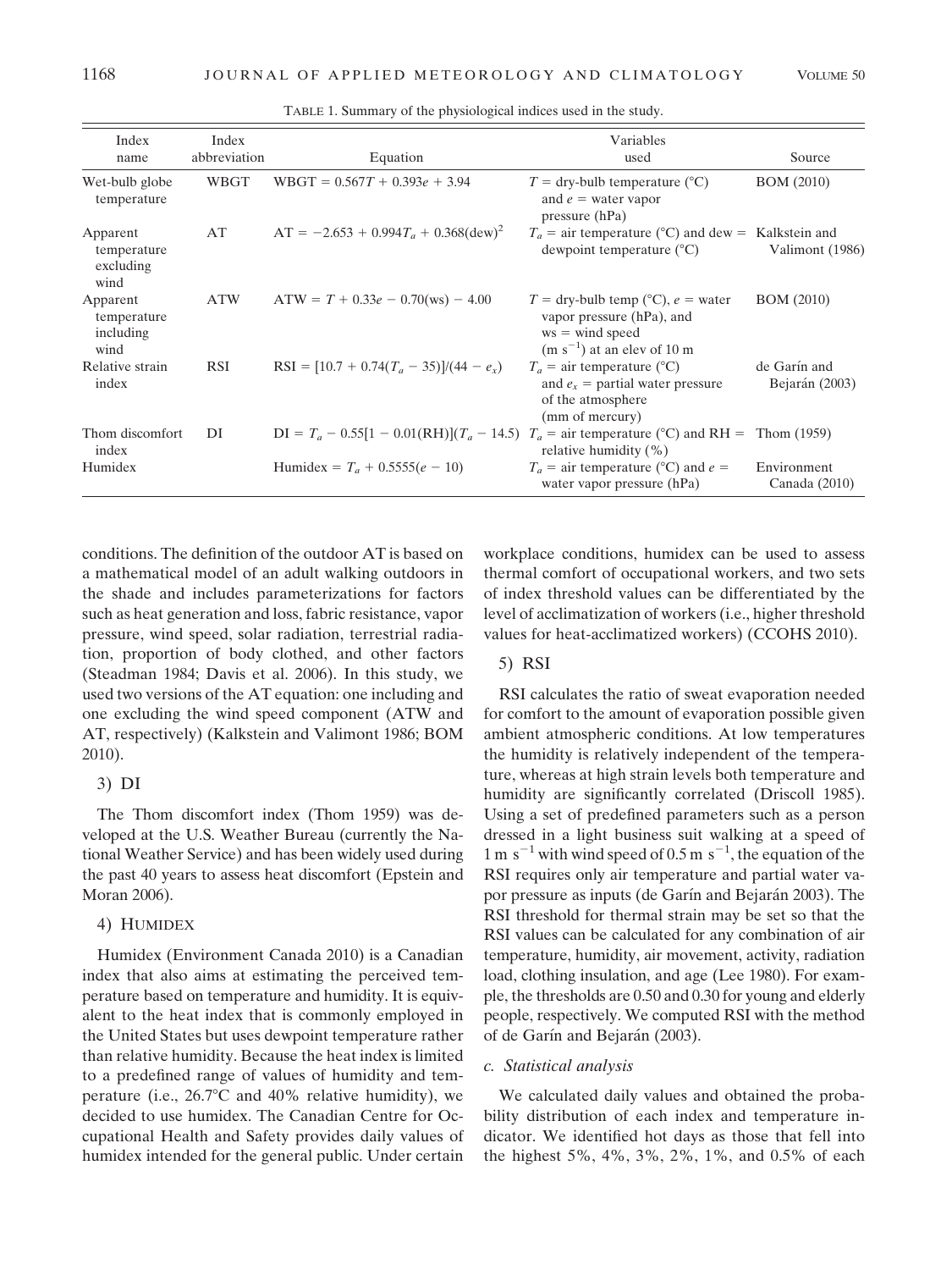TABLE 1. Summary of the physiological indices used in the study.

| Index name | Index abbreviation | Equation | Variables used | Source |
|---|---|---|---|---|
| Wet-bulb globe temperature | WBGT | $\mathrm{WBGT} = 0.567T + 0.393e + 3.94$ | $T$ = dry-bulb temperature (°C) and $e$ = water vapor pressure (hPa) | BOM (2010) |
| Apparent temperature excluding wind | AT | $\mathrm{AT} = -2.653 + 0.994T_a + 0.368(\mathrm{dew})^2$ | $T_a$ = air temperature (°C) and dew = dewpoint temperature (°C) | Kalkstein and Valimont (1986) |
| Apparent temperature including wind | ATW | $\mathrm{ATW} = T + 0.33e - 0.70(\mathrm{ws}) - 4.00$ | $T$ = dry-bulb temp (°C), $e$ = water vapor pressure (hPa), and ws = wind speed ($\mathrm{m\ s^{-1}}$) at an elev of 10 m | BOM (2010) |
| Relative strain index | RSI | $\mathrm{RSI} = [10.7 + 0.74(T_a - 35)]/(44 - e_x)$ | $T_a$ = air temperature (°C) and $e_x$ = partial water pressure of the atmosphere (mm of mercury) | de Garín and Bejarán (2003) |
| Thom discomfort index | DI | $\mathrm{DI} = T_a - 0.55[1 - 0.01(\mathrm{RH})](T_a - 14.5)$ | $T_a$ = air temperature (°C) and RH = relative humidity (%) | Thom (1959) |
| Humidex | | $\mathrm{Humidex} = T_a + 0.5555(e - 10)$ | $T_a$ = air temperature (°C) and $e$ = water vapor pressure (hPa) | Environment Canada (2010) |

conditions. The definition of the outdoor AT is based on a mathematical model of an adult walking outdoors in the shade and includes parameterizations for factors such as heat generation and loss, fabric resistance, vapor pressure, wind speed, solar radiation, terrestrial radiation, proportion of body clothed, and other factors (Steadman 1984; Davis et al. 2006). In this study, we used two versions of the AT equation: one including and one excluding the wind speed component (ATW and AT, respectively) (Kalkstein and Valimont 1986; BOM 2010).

### 3) DI

The Thom discomfort index (Thom 1959) was developed at the U.S. Weather Bureau (currently the National Weather Service) and has been widely used during the past 40 years to assess heat discomfort (Epstein and Moran 2006).

### 4) HUMIDEX

Humidex (Environment Canada 2010) is a Canadian index that also aims at estimating the perceived temperature based on temperature and humidity. It is equivalent to the heat index that is commonly employed in the United States but uses dewpoint temperature rather than relative humidity. Because the heat index is limited to a predefined range of values of humidity and temperature (i.e., 26.7°C and 40% relative humidity), we decided to use humidex. The Canadian Centre for Occupational Health and Safety provides daily values of humidex intended for the general public. Under certain workplace conditions, humidex can be used to assess thermal comfort of occupational workers, and two sets of index threshold values can be differentiated by the level of acclimatization of workers (i.e., higher threshold values for heat-acclimatized workers) (CCOHS 2010).

### 5) RSI

RSI calculates the ratio of sweat evaporation needed for comfort to the amount of evaporation possible given ambient atmospheric conditions. At low temperatures the humidity is relatively independent of the temperature, whereas at high strain levels both temperature and humidity are significantly correlated (Driscoll 1985). Using a set of predefined parameters such as a person dressed in a light business suit walking at a speed of $1\ \mathrm{m\ s^{-1}}$ with wind speed of $0.5\ \mathrm{m\ s^{-1}}$, the equation of the RSI requires only air temperature and partial water vapor pressure as inputs (de Garín and Bejarán 2003). The RSI threshold for thermal strain may be set so that the RSI values can be calculated for any combination of air temperature, humidity, air movement, activity, radiation load, clothing insulation, and age (Lee 1980). For example, the thresholds are 0.50 and 0.30 for young and elderly people, respectively. We computed RSI with the method of de Garín and Bejarán (2003).

## *c. Statistical analysis*

We calculated daily values and obtained the probability distribution of each index and temperature indicator. We identified hot days as those that fell into the highest 5%, 4%, 3%, 2%, 1%, and 0.5% of each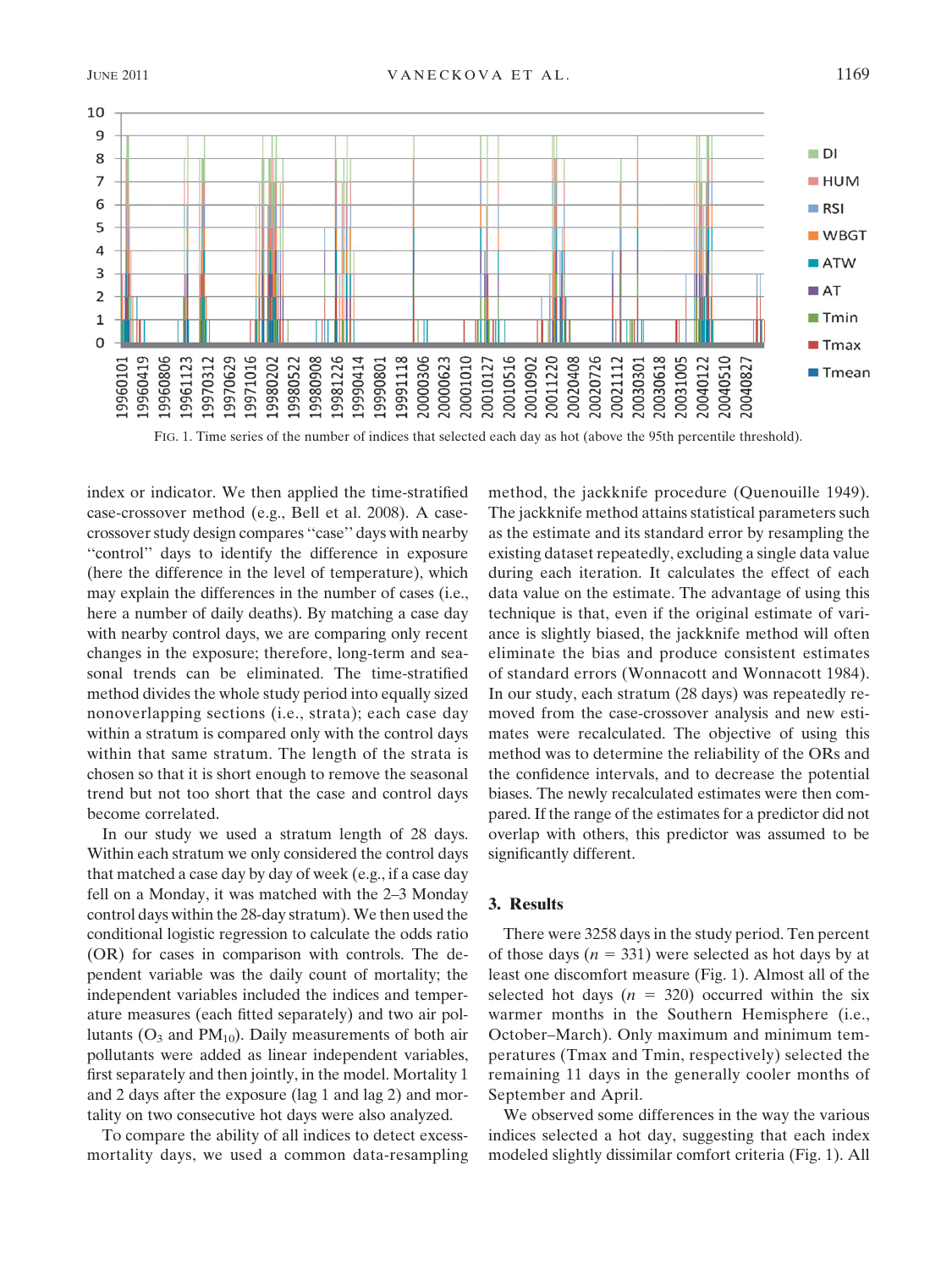FIG. 1. Time series of the number of indices that selected each day as hot (above the 95th percentile threshold).

index or indicator. We then applied the time-stratified case-crossover method (e.g., Bell et al. 2008). A case-crossover study design compares "case" days with nearby "control" days to identify the difference in exposure (here the difference in the level of temperature), which may explain the differences in the number of cases (i.e., here a number of daily deaths). By matching a case day with nearby control days, we are comparing only recent changes in the exposure; therefore, long-term and seasonal trends can be eliminated. The time-stratified method divides the whole study period into equally sized nonoverlapping sections (i.e., strata); each case day within a stratum is compared only with the control days within that same stratum. The length of the strata is chosen so that it is short enough to remove the seasonal trend but not too short that the case and control days become correlated.

In our study we used a stratum length of 28 days. Within each stratum we only considered the control days that matched a case day by day of week (e.g., if a case day fell on a Monday, it was matched with the 2–3 Monday control days within the 28-day stratum). We then used the conditional logistic regression to calculate the odds ratio (OR) for cases in comparison with controls. The dependent variable was the daily count of mortality; the independent variables included the indices and temperature measures (each fitted separately) and two air pollutants ($O_3$ and $PM_{10}$). Daily measurements of both air pollutants were added as linear independent variables, first separately and then jointly, in the model. Mortality 1 and 2 days after the exposure (lag 1 and lag 2) and mortality on two consecutive hot days were also analyzed.

To compare the ability of all indices to detect excess-mortality days, we used a common data-resampling method, the jackknife procedure (Quenouille 1949). The jackknife method attains statistical parameters such as the estimate and its standard error by resampling the existing dataset repeatedly, excluding a single data value during each iteration. It calculates the effect of each data value on the estimate. The advantage of using this technique is that, even if the original estimate of variance is slightly biased, the jackknife method will often eliminate the bias and produce consistent estimates of standard errors (Wonnacott and Wonnacott 1984). In our study, each stratum (28 days) was repeatedly removed from the case-crossover analysis and new estimates were recalculated. The objective of using this method was to determine the reliability of the ORs and the confidence intervals, and to decrease the potential biases. The newly recalculated estimates were then compared. If the range of the estimates for a predictor did not overlap with others, this predictor was assumed to be significantly different.

## 3. Results

There were 3258 days in the study period. Ten percent of those days ($n = 331$) were selected as hot days by at least one discomfort measure (Fig. 1). Almost all of the selected hot days ($n = 320$) occurred within the six warmer months in the Southern Hemisphere (i.e., October–March). Only maximum and minimum temperatures (Tmax and Tmin, respectively) selected the remaining 11 days in the generally cooler months of September and April.

We observed some differences in the way the various indices selected a hot day, suggesting that each index modeled slightly dissimilar comfort criteria (Fig. 1). All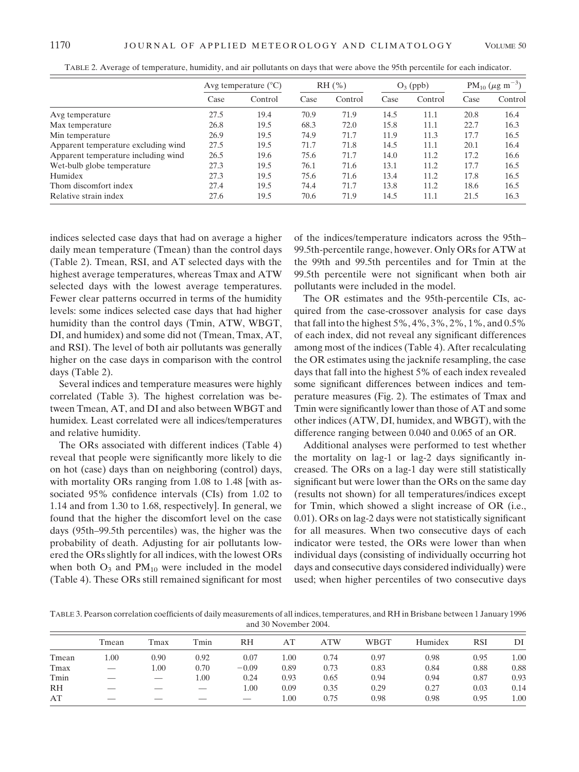TABLE 2. Average of temperature, humidity, and air pollutants on days that were above the 95th percentile for each indicator.

| | Avg temperature (°C) | | RH (%) | | $O_3$ (ppb) | | $PM_{10}$ ($\mu g\ m^{-3}$) | |
|---|---|---|---|---|---|---|---|---|
| | Case | Control | Case | Control | Case | Control | Case | Control |
| Avg temperature | 27.5 | 19.4 | 70.9 | 71.9 | 14.5 | 11.1 | 20.8 | 16.4 |
| Max temperature | 26.8 | 19.5 | 68.3 | 72.0 | 15.8 | 11.1 | 22.7 | 16.3 |
| Min temperature | 26.9 | 19.5 | 74.9 | 71.7 | 11.9 | 11.3 | 17.7 | 16.5 |
| Apparent temperature excluding wind | 27.5 | 19.5 | 71.7 | 71.8 | 14.5 | 11.1 | 20.1 | 16.4 |
| Apparent temperature including wind | 26.5 | 19.6 | 75.6 | 71.7 | 14.0 | 11.2 | 17.2 | 16.6 |
| Wet-bulb globe temperature | 27.3 | 19.5 | 76.1 | 71.6 | 13.1 | 11.2 | 17.7 | 16.5 |
| Humidex | 27.3 | 19.5 | 75.6 | 71.6 | 13.4 | 11.2 | 17.8 | 16.5 |
| Thom discomfort index | 27.4 | 19.5 | 74.4 | 71.7 | 13.8 | 11.2 | 18.6 | 16.5 |
| Relative strain index | 27.6 | 19.5 | 70.6 | 71.9 | 14.5 | 11.1 | 21.5 | 16.3 |

indices selected case days that had on average a higher daily mean temperature (Tmean) than the control days (Table 2). Tmean, RSI, and AT selected days with the highest average temperatures, whereas Tmax and ATW selected days with the lowest average temperatures. Fewer clear patterns occurred in terms of the humidity levels: some indices selected case days that had higher humidity than the control days (Tmin, ATW, WBGT, DI, and humidex) and some did not (Tmean, Tmax, AT, and RSI). The level of both air pollutants was generally higher on the case days in comparison with the control days (Table 2).

Several indices and temperature measures were highly correlated (Table 3). The highest correlation was between Tmean, AT, and DI and also between WBGT and humidex. Least correlated were all indices/temperatures and relative humidity.

The ORs associated with different indices (Table 4) reveal that people were significantly more likely to die on hot (case) days than on neighboring (control) days, with mortality ORs ranging from 1.08 to 1.48 [with associated 95% confidence intervals (CIs) from 1.02 to 1.14 and from 1.30 to 1.68, respectively]. In general, we found that the higher the discomfort level on the case days (95th–99.5th percentiles) was, the higher was the probability of death. Adjusting for air pollutants lowered the ORs slightly for all indices, with the lowest ORs when both $O_3$ and $PM_{10}$ were included in the model (Table 4). These ORs still remained significant for most of the indices/temperature indicators across the 95th–99.5th-percentile range, however. Only ORs for ATW at the 99th and 99.5th percentiles and for Tmin at the 99.5th percentile were not significant when both air pollutants were included in the model.

The OR estimates and the 95th-percentile CIs, acquired from the case-crossover analysis for case days that fall into the highest 5%, 4%, 3%, 2%, 1%, and 0.5% of each index, did not reveal any significant differences among most of the indices (Table 4). After recalculating the OR estimates using the jacknife resampling, the case days that fall into the highest 5% of each index revealed some significant differences between indices and temperature measures (Fig. 2). The estimates of Tmax and Tmin were significantly lower than those of AT and some other indices (ATW, DI, humidex, and WBGT), with the difference ranging between 0.040 and 0.065 of an OR.

Additional analyses were performed to test whether the mortality on lag-1 or lag-2 days significantly increased. The ORs on a lag-1 day were still statistically significant but were lower than the ORs on the same day (results not shown) for all temperatures/indices except for Tmin, which showed a slight increase of OR (i.e., 0.01). ORs on lag-2 days were not statistically significant for all measures. When two consecutive days of each indicator were tested, the ORs were lower than when individual days (consisting of individually occurring hot days and consecutive days considered individually) were used; when higher percentiles of two consecutive days

TABLE 3. Pearson correlation coefficients of daily measurements of all indices, temperatures, and RH in Brisbane between 1 January 1996 and 30 November 2004.

| | Tmean | Tmax | Tmin | RH | AT | ATW | WBGT | Humidex | RSI | DI |
|---|---|---|---|---|---|---|---|---|---|---|
| Tmean | 1.00 | 0.90 | 0.92 | 0.07 | 1.00 | 0.74 | 0.97 | 0.98 | 0.95 | 1.00 |
| Tmax | — | 1.00 | 0.70 | −0.09 | 0.89 | 0.73 | 0.83 | 0.84 | 0.88 | 0.88 |
| Tmin | — | — | 1.00 | 0.24 | 0.93 | 0.65 | 0.94 | 0.94 | 0.87 | 0.93 |
| RH | — | — | — | 1.00 | 0.09 | 0.35 | 0.29 | 0.27 | 0.03 | 0.14 |
| AT | — | — | — | — | 1.00 | 0.75 | 0.98 | 0.98 | 0.95 | 1.00 |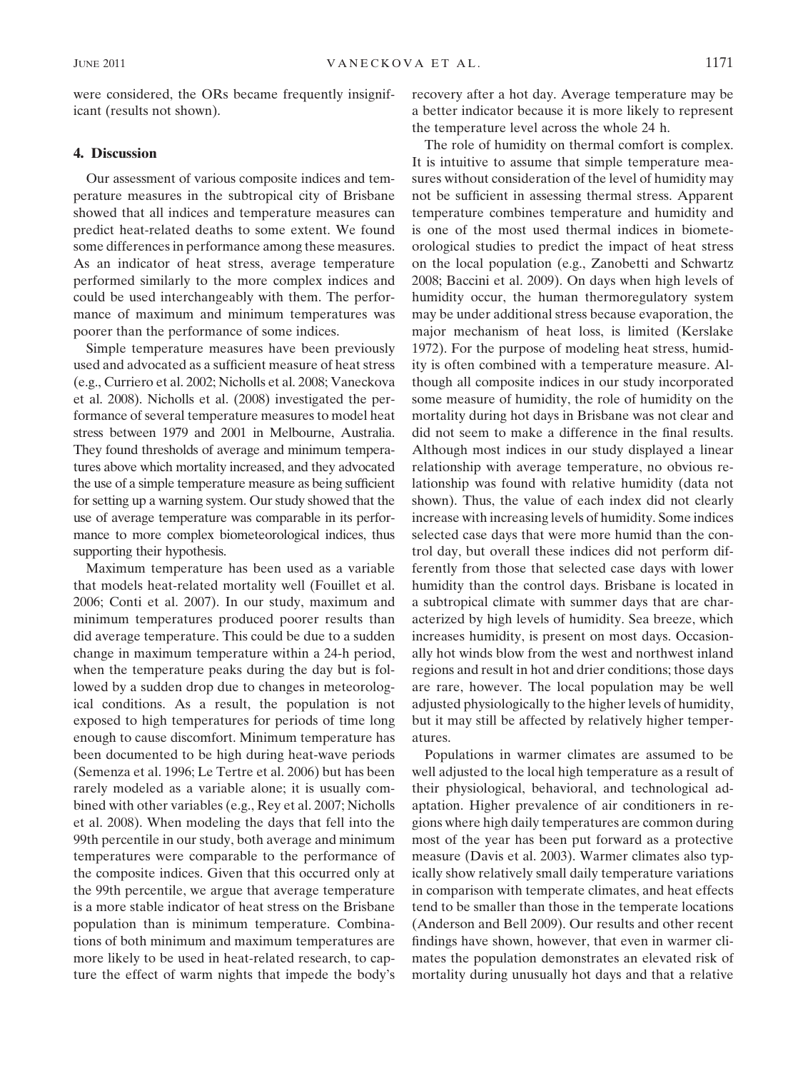were considered, the ORs became frequently insignificant (results not shown).

## 4. Discussion

Our assessment of various composite indices and temperature measures in the subtropical city of Brisbane showed that all indices and temperature measures can predict heat-related deaths to some extent. We found some differences in performance among these measures. As an indicator of heat stress, average temperature performed similarly to the more complex indices and could be used interchangeably with them. The performance of maximum and minimum temperatures was poorer than the performance of some indices.

Simple temperature measures have been previously used and advocated as a sufficient measure of heat stress (e.g., Curriero et al. 2002; Nicholls et al. 2008; Vaneckova et al. 2008). Nicholls et al. (2008) investigated the performance of several temperature measures to model heat stress between 1979 and 2001 in Melbourne, Australia. They found thresholds of average and minimum temperatures above which mortality increased, and they advocated the use of a simple temperature measure as being sufficient for setting up a warning system. Our study showed that the use of average temperature was comparable in its performance to more complex biometeorological indices, thus supporting their hypothesis.

Maximum temperature has been used as a variable that models heat-related mortality well (Fouillet et al. 2006; Conti et al. 2007). In our study, maximum and minimum temperatures produced poorer results than did average temperature. This could be due to a sudden change in maximum temperature within a 24-h period, when the temperature peaks during the day but is followed by a sudden drop due to changes in meteorological conditions. As a result, the population is not exposed to high temperatures for periods of time long enough to cause discomfort. Minimum temperature has been documented to be high during heat-wave periods (Semenza et al. 1996; Le Tertre et al. 2006) but has been rarely modeled as a variable alone; it is usually combined with other variables (e.g., Rey et al. 2007; Nicholls et al. 2008). When modeling the days that fell into the 99th percentile in our study, both average and minimum temperatures were comparable to the performance of the composite indices. Given that this occurred only at the 99th percentile, we argue that average temperature is a more stable indicator of heat stress on the Brisbane population than is minimum temperature. Combinations of both minimum and maximum temperatures are more likely to be used in heat-related research, to capture the effect of warm nights that impede the body's recovery after a hot day. Average temperature may be a better indicator because it is more likely to represent the temperature level across the whole 24 h.

The role of humidity on thermal comfort is complex. It is intuitive to assume that simple temperature measures without consideration of the level of humidity may not be sufficient in assessing thermal stress. Apparent temperature combines temperature and humidity and is one of the most used thermal indices in biometeorological studies to predict the impact of heat stress on the local population (e.g., Zanobetti and Schwartz 2008; Baccini et al. 2009). On days when high levels of humidity occur, the human thermoregulatory system may be under additional stress because evaporation, the major mechanism of heat loss, is limited (Kerslake 1972). For the purpose of modeling heat stress, humidity is often combined with a temperature measure. Although all composite indices in our study incorporated some measure of humidity, the role of humidity on the mortality during hot days in Brisbane was not clear and did not seem to make a difference in the final results. Although most indices in our study displayed a linear relationship with average temperature, no obvious relationship was found with relative humidity (data not shown). Thus, the value of each index did not clearly increase with increasing levels of humidity. Some indices selected case days that were more humid than the control day, but overall these indices did not perform differently from those that selected case days with lower humidity than the control days. Brisbane is located in a subtropical climate with summer days that are characterized by high levels of humidity. Sea breeze, which increases humidity, is present on most days. Occasionally hot winds blow from the west and northwest inland regions and result in hot and drier conditions; those days are rare, however. The local population may be well adjusted physiologically to the higher levels of humidity, but it may still be affected by relatively higher temperatures.

Populations in warmer climates are assumed to be well adjusted to the local high temperature as a result of their physiological, behavioral, and technological adaptation. Higher prevalence of air conditioners in regions where high daily temperatures are common during most of the year has been put forward as a protective measure (Davis et al. 2003). Warmer climates also typically show relatively small daily temperature variations in comparison with temperate climates, and heat effects tend to be smaller than those in the temperate locations (Anderson and Bell 2009). Our results and other recent findings have shown, however, that even in warmer climates the population demonstrates an elevated risk of mortality during unusually hot days and that a relative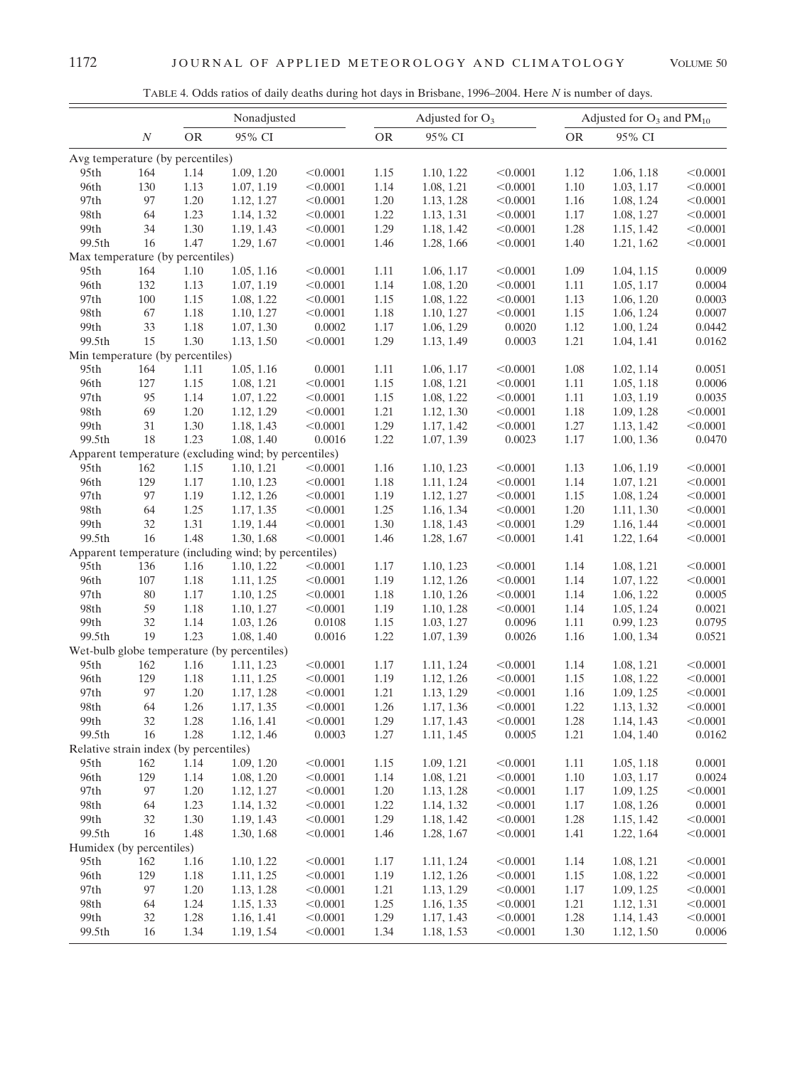TABLE 4. Odds ratios of daily deaths during hot days in Brisbane, 1996–2004. Here $N$ is number of days.

| | | Nonadjusted | | | Adjusted for $O_3$ | | | Adjusted for $O_3$ and $PM_{10}$ | | |
|---|---|---|---|---|---|---|---|---|---|---|
| | $N$ | OR | 95% CI | | OR | 95% CI | | OR | 95% CI | |
| Avg temperature (by percentiles) | | | | | | | | | | |
| 95th | 164 | 1.14 | 1.09, 1.20 | <0.0001 | 1.15 | 1.10, 1.22 | <0.0001 | 1.12 | 1.06, 1.18 | <0.0001 |
| 96th | 130 | 1.13 | 1.07, 1.19 | <0.0001 | 1.14 | 1.08, 1.21 | <0.0001 | 1.10 | 1.03, 1.17 | <0.0001 |
| 97th | 97 | 1.20 | 1.12, 1.27 | <0.0001 | 1.20 | 1.13, 1.28 | <0.0001 | 1.16 | 1.08, 1.24 | <0.0001 |
| 98th | 64 | 1.23 | 1.14, 1.32 | <0.0001 | 1.22 | 1.13, 1.31 | <0.0001 | 1.17 | 1.08, 1.27 | <0.0001 |
| 99th | 34 | 1.30 | 1.19, 1.43 | <0.0001 | 1.29 | 1.18, 1.42 | <0.0001 | 1.28 | 1.15, 1.42 | <0.0001 |
| 99.5th | 16 | 1.47 | 1.29, 1.67 | <0.0001 | 1.46 | 1.28, 1.66 | <0.0001 | 1.40 | 1.21, 1.62 | <0.0001 |
| Max temperature (by percentiles) | | | | | | | | | | |
| 95th | 164 | 1.10 | 1.05, 1.16 | <0.0001 | 1.11 | 1.06, 1.17 | <0.0001 | 1.09 | 1.04, 1.15 | 0.0009 |
| 96th | 132 | 1.13 | 1.07, 1.19 | <0.0001 | 1.14 | 1.08, 1.20 | <0.0001 | 1.11 | 1.05, 1.17 | 0.0004 |
| 97th | 100 | 1.15 | 1.08, 1.22 | <0.0001 | 1.15 | 1.08, 1.22 | <0.0001 | 1.13 | 1.06, 1.20 | 0.0003 |
| 98th | 67 | 1.18 | 1.10, 1.27 | <0.0001 | 1.18 | 1.10, 1.27 | <0.0001 | 1.15 | 1.06, 1.24 | 0.0007 |
| 99th | 33 | 1.18 | 1.07, 1.30 | 0.0002 | 1.17 | 1.06, 1.29 | 0.0020 | 1.12 | 1.00, 1.24 | 0.0442 |
| 99.5th | 15 | 1.30 | 1.13, 1.50 | <0.0001 | 1.29 | 1.13, 1.49 | 0.0003 | 1.21 | 1.04, 1.41 | 0.0162 |
| Min temperature (by percentiles) | | | | | | | | | | |
| 95th | 164 | 1.11 | 1.05, 1.16 | 0.0001 | 1.11 | 1.06, 1.17 | <0.0001 | 1.08 | 1.02, 1.14 | 0.0051 |
| 96th | 127 | 1.15 | 1.08, 1.21 | <0.0001 | 1.15 | 1.08, 1.21 | <0.0001 | 1.11 | 1.05, 1.18 | 0.0006 |
| 97th | 95 | 1.14 | 1.07, 1.22 | <0.0001 | 1.15 | 1.08, 1.22 | <0.0001 | 1.11 | 1.03, 1.19 | 0.0035 |
| 98th | 69 | 1.20 | 1.12, 1.29 | <0.0001 | 1.21 | 1.12, 1.30 | <0.0001 | 1.18 | 1.09, 1.28 | <0.0001 |
| 99th | 31 | 1.30 | 1.18, 1.43 | <0.0001 | 1.29 | 1.17, 1.42 | <0.0001 | 1.27 | 1.13, 1.42 | <0.0001 |
| 99.5th | 18 | 1.23 | 1.08, 1.40 | 0.0016 | 1.22 | 1.07, 1.39 | 0.0023 | 1.17 | 1.00, 1.36 | 0.0470 |
| Apparent temperature (excluding wind; by percentiles) | | | | | | | | | | |
| 95th | 162 | 1.15 | 1.10, 1.21 | <0.0001 | 1.16 | 1.10, 1.23 | <0.0001 | 1.13 | 1.06, 1.19 | <0.0001 |
| 96th | 129 | 1.17 | 1.10, 1.23 | <0.0001 | 1.18 | 1.11, 1.24 | <0.0001 | 1.14 | 1.07, 1.21 | <0.0001 |
| 97th | 97 | 1.19 | 1.12, 1.26 | <0.0001 | 1.19 | 1.12, 1.27 | <0.0001 | 1.15 | 1.08, 1.24 | <0.0001 |
| 98th | 64 | 1.25 | 1.17, 1.35 | <0.0001 | 1.25 | 1.16, 1.34 | <0.0001 | 1.20 | 1.11, 1.30 | <0.0001 |
| 99th | 32 | 1.31 | 1.19, 1.44 | <0.0001 | 1.30 | 1.18, 1.43 | <0.0001 | 1.29 | 1.16, 1.44 | <0.0001 |
| 99.5th | 16 | 1.48 | 1.30, 1.68 | <0.0001 | 1.46 | 1.28, 1.67 | <0.0001 | 1.41 | 1.22, 1.64 | <0.0001 |
| Apparent temperature (including wind; by percentiles) | | | | | | | | | | |
| 95th | 136 | 1.16 | 1.10, 1.22 | <0.0001 | 1.17 | 1.10, 1.23 | <0.0001 | 1.14 | 1.08, 1.21 | <0.0001 |
| 96th | 107 | 1.18 | 1.11, 1.25 | <0.0001 | 1.19 | 1.12, 1.26 | <0.0001 | 1.14 | 1.07, 1.22 | <0.0001 |
| 97th | 80 | 1.17 | 1.10, 1.25 | <0.0001 | 1.18 | 1.10, 1.26 | <0.0001 | 1.14 | 1.06, 1.22 | 0.0005 |
| 98th | 59 | 1.18 | 1.10, 1.27 | <0.0001 | 1.19 | 1.10, 1.28 | <0.0001 | 1.14 | 1.05, 1.24 | 0.0021 |
| 99th | 32 | 1.14 | 1.03, 1.26 | 0.0108 | 1.15 | 1.03, 1.27 | 0.0096 | 1.11 | 0.99, 1.23 | 0.0795 |
| 99.5th | 19 | 1.23 | 1.08, 1.40 | 0.0016 | 1.22 | 1.07, 1.39 | 0.0026 | 1.16 | 1.00, 1.34 | 0.0521 |
| Wet-bulb globe temperature (by percentiles) | | | | | | | | | | |
| 95th | 162 | 1.16 | 1.11, 1.23 | <0.0001 | 1.17 | 1.11, 1.24 | <0.0001 | 1.14 | 1.08, 1.21 | <0.0001 |
| 96th | 129 | 1.18 | 1.11, 1.25 | <0.0001 | 1.19 | 1.12, 1.26 | <0.0001 | 1.15 | 1.08, 1.22 | <0.0001 |
| 97th | 97 | 1.20 | 1.17, 1.28 | <0.0001 | 1.21 | 1.13, 1.29 | <0.0001 | 1.16 | 1.09, 1.25 | <0.0001 |
| 98th | 64 | 1.26 | 1.17, 1.35 | <0.0001 | 1.26 | 1.17, 1.36 | <0.0001 | 1.22 | 1.13, 1.32 | <0.0001 |
| 99th | 32 | 1.28 | 1.16, 1.41 | <0.0001 | 1.29 | 1.17, 1.43 | <0.0001 | 1.28 | 1.14, 1.43 | <0.0001 |
| 99.5th | 16 | 1.28 | 1.12, 1.46 | 0.0003 | 1.27 | 1.11, 1.45 | 0.0005 | 1.21 | 1.04, 1.40 | 0.0162 |
| Relative strain index (by percentiles) | | | | | | | | | | |
| 95th | 162 | 1.14 | 1.09, 1.20 | <0.0001 | 1.15 | 1.09, 1.21 | <0.0001 | 1.11 | 1.05, 1.18 | 0.0001 |
| 96th | 129 | 1.14 | 1.08, 1.20 | <0.0001 | 1.14 | 1.08, 1.21 | <0.0001 | 1.10 | 1.03, 1.17 | 0.0024 |
| 97th | 97 | 1.20 | 1.12, 1.27 | <0.0001 | 1.20 | 1.13, 1.28 | <0.0001 | 1.17 | 1.09, 1.25 | <0.0001 |
| 98th | 64 | 1.23 | 1.14, 1.32 | <0.0001 | 1.22 | 1.14, 1.32 | <0.0001 | 1.17 | 1.08, 1.26 | 0.0001 |
| 99th | 32 | 1.30 | 1.19, 1.43 | <0.0001 | 1.29 | 1.18, 1.42 | <0.0001 | 1.28 | 1.15, 1.42 | <0.0001 |
| 99.5th | 16 | 1.48 | 1.30, 1.68 | <0.0001 | 1.46 | 1.28, 1.67 | <0.0001 | 1.41 | 1.22, 1.64 | <0.0001 |
| Humidex (by percentiles) | | | | | | | | | | |
| 95th | 162 | 1.16 | 1.10, 1.22 | <0.0001 | 1.17 | 1.11, 1.24 | <0.0001 | 1.14 | 1.08, 1.21 | <0.0001 |
| 96th | 129 | 1.18 | 1.11, 1.25 | <0.0001 | 1.19 | 1.12, 1.26 | <0.0001 | 1.15 | 1.08, 1.22 | <0.0001 |
| 97th | 97 | 1.20 | 1.13, 1.28 | <0.0001 | 1.21 | 1.13, 1.29 | <0.0001 | 1.17 | 1.09, 1.25 | <0.0001 |
| 98th | 64 | 1.24 | 1.15, 1.33 | <0.0001 | 1.25 | 1.16, 1.35 | <0.0001 | 1.21 | 1.12, 1.31 | <0.0001 |
| 99th | 32 | 1.28 | 1.16, 1.41 | <0.0001 | 1.29 | 1.17, 1.43 | <0.0001 | 1.28 | 1.14, 1.43 | <0.0001 |
| 99.5th | 16 | 1.34 | 1.19, 1.54 | <0.0001 | 1.34 | 1.18, 1.53 | <0.0001 | 1.30 | 1.12, 1.50 | 0.0006 |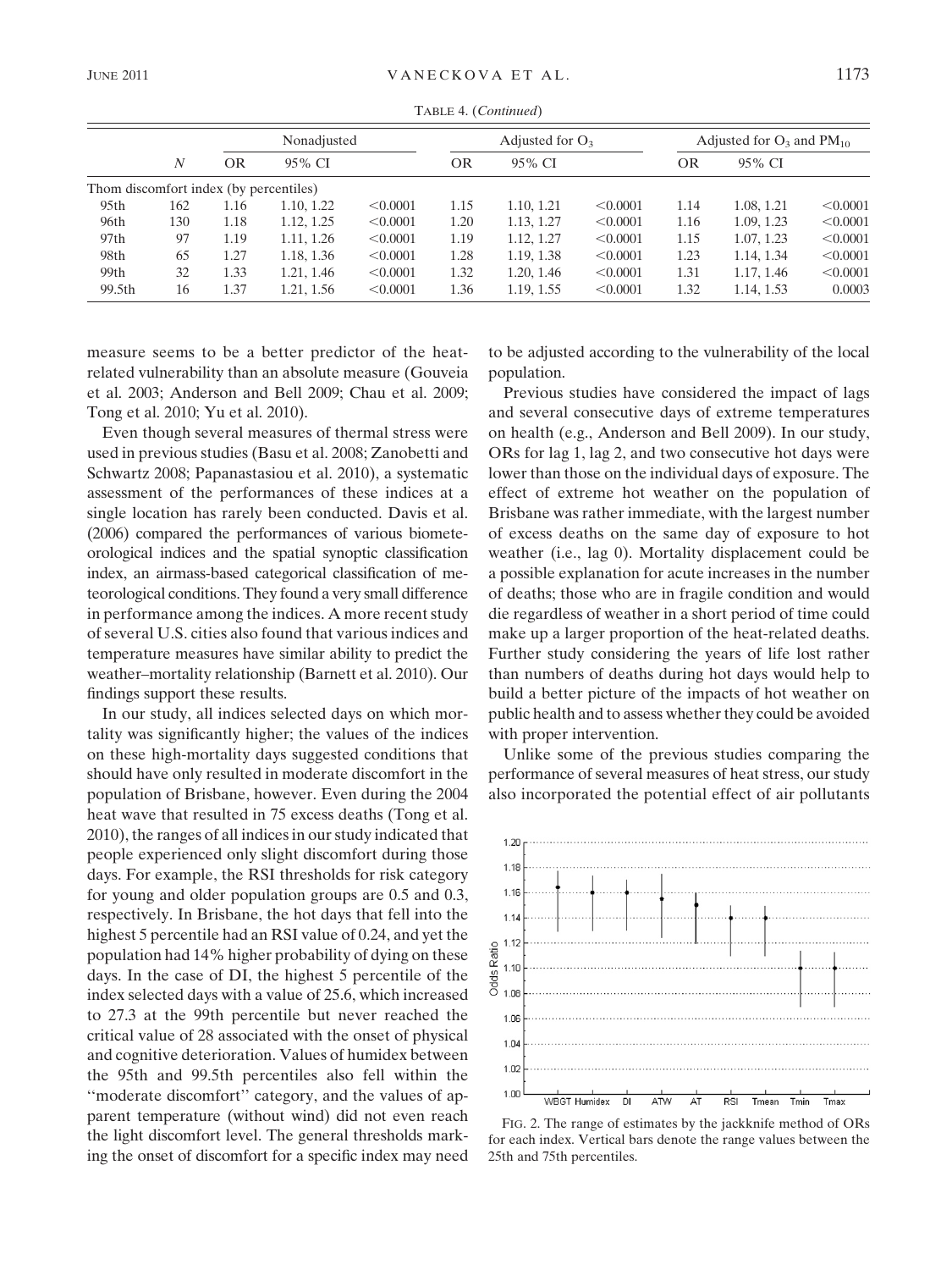TABLE 4. (*Continued*)

| | $N$ | Nonadjusted | | | Adjusted for $O_3$ | | | Adjusted for $O_3$ and $PM_{10}$ | | |
|---|---|---|---|---|---|---|---|---|---|---|
| | | OR | 95% CI | | OR | 95% CI | | OR | 95% CI | |
| Thom discomfort index (by percentiles) | | | | | | | | | | |
| 95th | 162 | 1.16 | 1.10, 1.22 | <0.0001 | 1.15 | 1.10, 1.21 | <0.0001 | 1.14 | 1.08, 1.21 | <0.0001 |
| 96th | 130 | 1.18 | 1.12, 1.25 | <0.0001 | 1.20 | 1.13, 1.27 | <0.0001 | 1.16 | 1.09, 1.23 | <0.0001 |
| 97th | 97 | 1.19 | 1.11, 1.26 | <0.0001 | 1.19 | 1.12, 1.27 | <0.0001 | 1.15 | 1.07, 1.23 | <0.0001 |
| 98th | 65 | 1.27 | 1.18, 1.36 | <0.0001 | 1.28 | 1.19, 1.38 | <0.0001 | 1.23 | 1.14, 1.34 | <0.0001 |
| 99th | 32 | 1.33 | 1.21, 1.46 | <0.0001 | 1.32 | 1.20, 1.46 | <0.0001 | 1.31 | 1.17, 1.46 | <0.0001 |
| 99.5th | 16 | 1.37 | 1.21, 1.56 | <0.0001 | 1.36 | 1.19, 1.55 | <0.0001 | 1.32 | 1.14, 1.53 | 0.0003 |

measure seems to be a better predictor of the heat-related vulnerability than an absolute measure (Gouveia et al. 2003; Anderson and Bell 2009; Chau et al. 2009; Tong et al. 2010; Yu et al. 2010).

Even though several measures of thermal stress were used in previous studies (Basu et al. 2008; Zanobetti and Schwartz 2008; Papanastasiou et al. 2010), a systematic assessment of the performances of these indices at a single location has rarely been conducted. Davis et al. (2006) compared the performances of various biometeorological indices and the spatial synoptic classification index, an airmass-based categorical classification of meteorological conditions. They found a very small difference in performance among the indices. A more recent study of several U.S. cities also found that various indices and temperature measures have similar ability to predict the weather–mortality relationship (Barnett et al. 2010). Our findings support these results.

In our study, all indices selected days on which mortality was significantly higher; the values of the indices on these high-mortality days suggested conditions that should have only resulted in moderate discomfort in the population of Brisbane, however. Even during the 2004 heat wave that resulted in 75 excess deaths (Tong et al. 2010), the ranges of all indices in our study indicated that people experienced only slight discomfort during those days. For example, the RSI thresholds for risk category for young and older population groups are 0.5 and 0.3, respectively. In Brisbane, the hot days that fell into the highest 5 percentile had an RSI value of 0.24, and yet the population had 14% higher probability of dying on these days. In the case of DI, the highest 5 percentile of the index selected days with a value of 25.6, which increased to 27.3 at the 99th percentile but never reached the critical value of 28 associated with the onset of physical and cognitive deterioration. Values of humidex between the 95th and 99.5th percentiles also fell within the "moderate discomfort" category, and the values of apparent temperature (without wind) did not even reach the light discomfort level. The general thresholds marking the onset of discomfort for a specific index may need to be adjusted according to the vulnerability of the local population.

Previous studies have considered the impact of lags and several consecutive days of extreme temperatures on health (e.g., Anderson and Bell 2009). In our study, ORs for lag 1, lag 2, and two consecutive hot days were lower than those on the individual days of exposure. The effect of extreme hot weather on the population of Brisbane was rather immediate, with the largest number of excess deaths on the same day of exposure to hot weather (i.e., lag 0). Mortality displacement could be a possible explanation for acute increases in the number of deaths; those who are in fragile condition and would die regardless of weather in a short period of time could make up a larger proportion of the heat-related deaths. Further study considering the years of life lost rather than numbers of deaths during hot days would help to build a better picture of the impacts of hot weather on public health and to assess whether they could be avoided with proper intervention.

Unlike some of the previous studies comparing the performance of several measures of heat stress, our study also incorporated the potential effect of air pollutants

FIG. 2. The range of estimates by the jackknife method of ORs for each index. Vertical bars denote the range values between the 25th and 75th percentiles.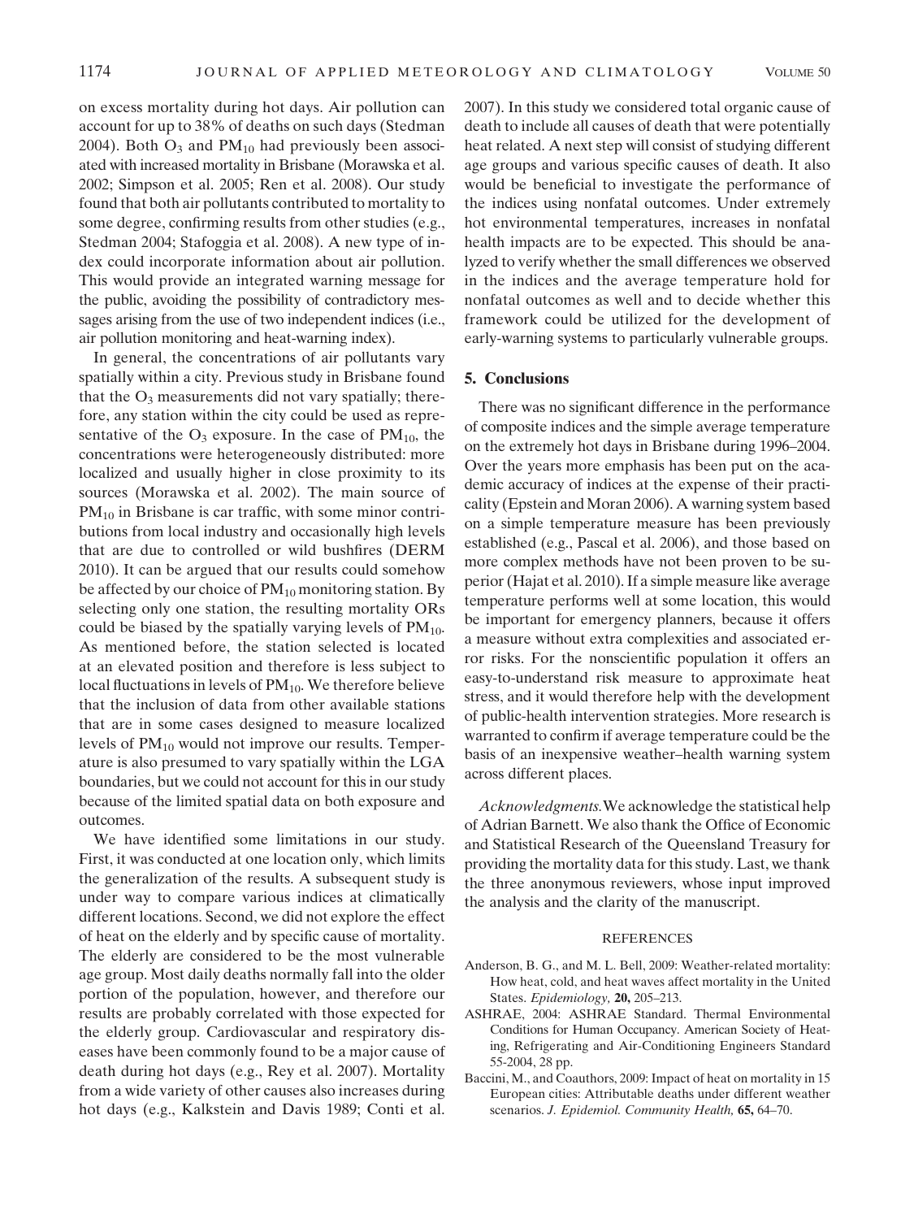on excess mortality during hot days. Air pollution can account for up to 38% of deaths on such days (Stedman 2004). Both $O_3$ and $PM_{10}$ had previously been associated with increased mortality in Brisbane (Morawska et al. 2002; Simpson et al. 2005; Ren et al. 2008). Our study found that both air pollutants contributed to mortality to some degree, confirming results from other studies (e.g., Stedman 2004; Stafoggia et al. 2008). A new type of index could incorporate information about air pollution. This would provide an integrated warning message for the public, avoiding the possibility of contradictory messages arising from the use of two independent indices (i.e., air pollution monitoring and heat-warning index).

In general, the concentrations of air pollutants vary spatially within a city. Previous study in Brisbane found that the $O_3$ measurements did not vary spatially; therefore, any station within the city could be used as representative of the $O_3$ exposure. In the case of $PM_{10}$, the concentrations were heterogeneously distributed: more localized and usually higher in close proximity to its sources (Morawska et al. 2002). The main source of $PM_{10}$ in Brisbane is car traffic, with some minor contributions from local industry and occasionally high levels that are due to controlled or wild bushfires (DERM 2010). It can be argued that our results could somehow be affected by our choice of $PM_{10}$ monitoring station. By selecting only one station, the resulting mortality ORs could be biased by the spatially varying levels of $PM_{10}$. As mentioned before, the station selected is located at an elevated position and therefore is less subject to local fluctuations in levels of $PM_{10}$. We therefore believe that the inclusion of data from other available stations that are in some cases designed to measure localized levels of $PM_{10}$ would not improve our results. Temperature is also presumed to vary spatially within the LGA boundaries, but we could not account for this in our study because of the limited spatial data on both exposure and outcomes.

We have identified some limitations in our study. First, it was conducted at one location only, which limits the generalization of the results. A subsequent study is under way to compare various indices at climatically different locations. Second, we did not explore the effect of heat on the elderly and by specific cause of mortality. The elderly are considered to be the most vulnerable age group. Most daily deaths normally fall into the older portion of the population, however, and therefore our results are probably correlated with those expected for the elderly group. Cardiovascular and respiratory diseases have been commonly found to be a major cause of death during hot days (e.g., Rey et al. 2007). Mortality from a wide variety of other causes also increases during hot days (e.g., Kalkstein and Davis 1989; Conti et al. 2007). In this study we considered total organic cause of death to include all causes of death that were potentially heat related. A next step will consist of studying different age groups and various specific causes of death. It also would be beneficial to investigate the performance of the indices using nonfatal outcomes. Under extremely hot environmental temperatures, increases in nonfatal health impacts are to be expected. This should be analyzed to verify whether the small differences we observed in the indices and the average temperature hold for nonfatal outcomes as well and to decide whether this framework could be utilized for the development of early-warning systems to particularly vulnerable groups.

## 5. Conclusions

There was no significant difference in the performance of composite indices and the simple average temperature on the extremely hot days in Brisbane during 1996–2004. Over the years more emphasis has been put on the academic accuracy of indices at the expense of their practicality (Epstein and Moran 2006). A warning system based on a simple temperature measure has been previously established (e.g., Pascal et al. 2006), and those based on more complex methods have not been proven to be superior (Hajat et al. 2010). If a simple measure like average temperature performs well at some location, this would be important for emergency planners, because it offers a measure without extra complexities and associated error risks. For the nonscientific population it offers an easy-to-understand risk measure to approximate heat stress, and it would therefore help with the development of public-health intervention strategies. More research is warranted to confirm if average temperature could be the basis of an inexpensive weather–health warning system across different places.

*Acknowledgments.* We acknowledge the statistical help of Adrian Barnett. We also thank the Office of Economic and Statistical Research of the Queensland Treasury for providing the mortality data for this study. Last, we thank the three anonymous reviewers, whose input improved the analysis and the clarity of the manuscript.

### REFERENCES

Anderson, B. G., and M. L. Bell, 2009: Weather-related mortality: How heat, cold, and heat waves affect mortality in the United States. *Epidemiology,* **20,** 205–213.

ASHRAE, 2004: ASHRAE Standard. Thermal Environmental Conditions for Human Occupancy. American Society of Heating, Refrigerating and Air-Conditioning Engineers Standard 55-2004, 28 pp.

Baccini, M., and Coauthors, 2009: Impact of heat on mortality in 15 European cities: Attributable deaths under different weather scenarios. *J. Epidemiol. Community Health,* **65,** 64–70.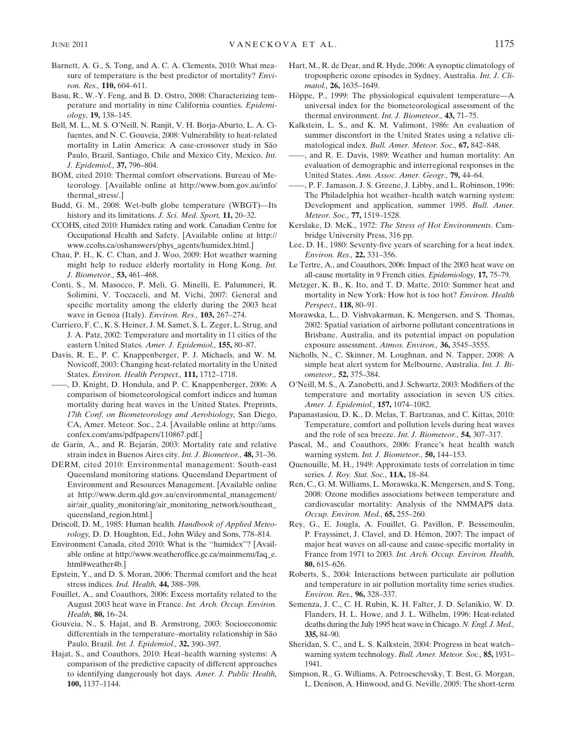Barnett, A. G., S. Tong, and A. C. A. Clements, 2010: What measure of temperature is the best predictor of mortality? *Environ. Res.,* **110,** 604–611.

Basu, R., W.-Y. Feng, and B. D. Ostro, 2008: Characterizing temperature and mortality in nine California counties. *Epidemiology,* **19,** 138–145.

Bell, M. L., M. S. O'Neill, N. Ranjit, V. H. Borja-Aburto, L. A. Cifuentes, and N. C. Gouveia, 2008: Vulnerability to heat-related mortality in Latin America: A case-crossover study in São Paulo, Brazil, Santiago, Chile and Mexico City, Mexico. *Int. J. Epidemiol.,* **37,** 796–804.

BOM, cited 2010: Thermal comfort observations. Bureau of Meteorology. [Available online at http://www.bom.gov.au/info/thermal_stress/.]

Budd, G. M., 2008: Wet-bulb globe temperature (WBGT)—Its history and its limitations. *J. Sci. Med. Sport,* **11,** 20–32.

CCOHS, cited 2010: Humidex rating and work. Canadian Centre for Occupational Health and Safety. [Available online at http://www.ccohs.ca/oshanswers/phys_agents/humidex.html.]

Chau, P. H., K. C. Chan, and J. Woo, 2009: Hot weather warning might help to reduce elderly mortality in Hong Kong. *Int. J. Biometeor.,* **53,** 461–468.

Conti, S., M. Masocco, P. Meli, G. Minelli, E. Palummeri, R. Solimini, V. Toccaceli, and M. Vichi, 2007: General and specific mortality among the elderly during the 2003 heat wave in Genoa (Italy). *Environ. Res.,* **103,** 267–274.

Curriero, F. C., K. S. Heiner, J. M. Samet, S. L. Zeger, L. Strug, and J. A. Patz, 2002: Temperature and mortality in 11 cities of the eastern United States. *Amer. J. Epidemiol.,* **155,** 80–87.

Davis, R. E., P. C. Knappenberger, P. J. Michaels, and W. M. Novicoff, 2003: Changing heat-related mortality in the United States. *Environ. Health Perspect.,* **111,** 1712–1718.

——, D. Knight, D. Hondula, and P. C. Knappenberger, 2006: A comparison of biometeorological comfort indices and human mortality during heat waves in the United States. Preprints, *17th Conf. on Biometeorology and Aerobiology,* San Diego, CA, Amer. Meteor. Soc., 2.4. [Available online at http://ams.confex.com/ams/pdfpapers/110867.pdf.]

de Garín, A., and R. Bejarán, 2003: Mortality rate and relative strain index in Buenos Aires city. *Int. J. Biometeor.,* **48,** 31–36.

DERM, cited 2010: Environmental management: South-east Queensland monitoring stations. Queensland Department of Environment and Resources Management. [Available online at http://www.derm.qld.gov.au/environmental_management/air/air_quality_monitoring/air_monitoring_network/southeast_queensland_region.html.]

Driscoll, D. M., 1985: Human health. *Handbook of Applied Meteorology,* D. D. Houghton, Ed., John Wiley and Sons, 778–814.

Environment Canada, cited 2010: What is the "humidex"? [Available online at http://www.weatheroffice.gc.ca/mainmenu/faq_e.html#weather4b.]

Epstein, Y., and D. S. Moran, 2006: Thermal comfort and the heat stress indices. *Ind. Health,* **44,** 388–398.

Fouillet, A., and Coauthors, 2006: Excess mortality related to the August 2003 heat wave in France. *Int. Arch. Occup. Environ. Health,* **80,** 16–24.

Gouveia, N., S. Hajat, and B. Armstrong, 2003: Socioeconomic differentials in the temperature–mortality relationship in São Paulo, Brazil. *Int. J. Epidemiol.,* **32,** 390–397.

Hajat, S., and Coauthors, 2010: Heat–health warning systems: A comparison of the predictive capacity of different approaches to identifying dangerously hot days. *Amer. J. Public Health,* **100,** 1137–1144.

Hart, M., R. de Dear, and R. Hyde, 2006: A synoptic climatology of tropospheric ozone episodes in Sydney, Australia. *Int. J. Climatol.,* **26,** 1635–1649.

Höppe, P., 1999: The physiological equivalent temperature—A universal index for the biometeorological assessment of the thermal environment. *Int. J. Biometeor.,* **43,** 71–75.

Kalkstein, L. S., and K. M. Valimont, 1986: An evaluation of summer discomfort in the United States using a relative climatological index. *Bull. Amer. Meteor. Soc.,* **67,** 842–848.

——, and R. E. Davis, 1989: Weather and human mortality: An evaluation of demographic and interregional responses in the United States. *Ann. Assoc. Amer. Geogr.,* **79,** 44–64.

——, P. F. Jamason, J. S. Greene, J. Libby, and L. Robinson, 1996: The Philadelphia hot weather–health watch warning system: Development and application, summer 1995. *Bull. Amer. Meteor. Soc.,* **77,** 1519–1528.

Kerslake, D. McK., 1972: *The Stress of Hot Environments*. Cambridge University Press, 316 pp.

Lee, D. H., 1980: Seventy-five years of searching for a heat index. *Environ. Res.,* **22,** 331–356.

Le Tertre, A., and Coauthors, 2006: Impact of the 2003 heat wave on all-cause mortality in 9 French cities. *Epidemiology,* **17,** 75–79.

Metzger, K. B., K. Ito, and T. D. Matte, 2010: Summer heat and mortality in New York: How hot is too hot? *Environ. Health Perspect.,* **118,** 80–91.

Morawska, L., D. Vishvakarman, K. Mengersen, and S. Thomas, 2002: Spatial variation of airborne pollutant concentrations in Brisbane, Australia, and its potential impact on population exposure assessment. *Atmos. Environ.,* **36,** 3545–3555.

Nicholls, N., C. Skinner, M. Loughnan, and N. Tapper, 2008: A simple heat alert system for Melbourne, Australia. *Int. J. Biometeor.,* **52,** 375–384.

O'Neill, M. S., A. Zanobetti, and J. Schwartz, 2003: Modifiers of the temperature and mortality association in seven US cities. *Amer. J. Epidemiol.,* **157,** 1074–1082.

Papanastasiou, D. K., D. Melas, T. Bartzanas, and C. Kittas, 2010: Temperature, comfort and pollution levels during heat waves and the role of sea breeze. *Int. J. Biometeor.,* **54,** 307–317.

Pascal, M., and Coauthors, 2006: France's heat health watch warning system. *Int. J. Biometeor.,* **50,** 144–153.

Quenouille, M. H., 1949: Approximate tests of correlation in time series. *J. Roy. Stat. Soc.,* **11A,** 18–84.

Ren, C., G. M. Williams, L. Morawska, K. Mengersen, and S. Tong, 2008: Ozone modifies associations between temperature and cardiovascular mortality: Analysis of the NMMAPS data. *Occup. Environ. Med.,* **65,** 255–260.

Rey, G., E. Jougla, A. Fouillet, G. Pavillon, P. Bessemoulin, P. Frayssinet, J. Clavel, and D. Hémon, 2007: The impact of major heat waves on all-cause and cause-specific mortality in France from 1971 to 2003. *Int. Arch. Occup. Environ. Health,* **80,** 615–626.

Roberts, S., 2004: Interactions between particulate air pollution and temperature in air pollution mortality time series studies. *Environ. Res.,* **96,** 328–337.

Semenza, J. C., C. H. Rubin, K. H. Falter, J. D. Selanikio, W. D. Flanders, H. L. Howe, and J. L. Wilhelm, 1996: Heat-related deaths during the July 1995 heat wave in Chicago. *N. Engl. J. Med.,* **335,** 84–90.

Sheridan, S. C., and L. S. Kalkstein, 2004: Progress in heat watch–warning system technology. *Bull. Amer. Meteor. Soc.,* **85,** 1931–1941.

Simpson, R., G. Williams, A. Petroeschevsky, T. Best, G. Morgan, L. Denison, A. Hinwood, and G. Neville, 2005: The short-term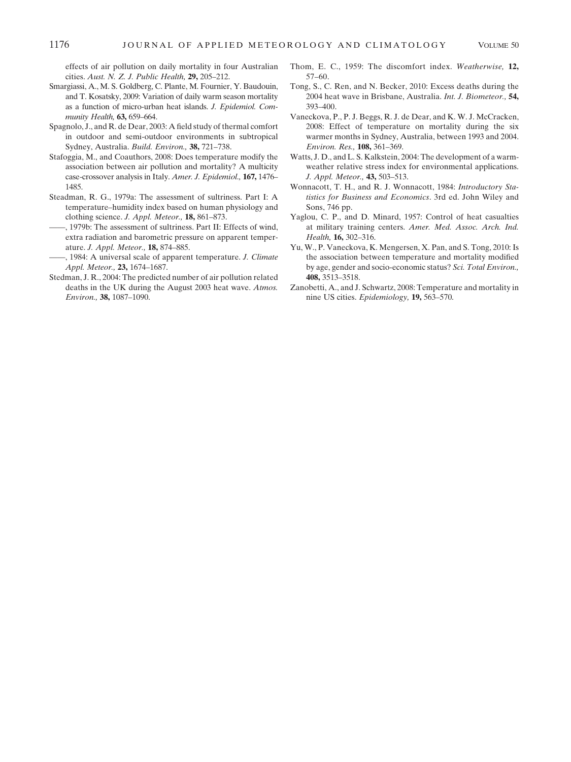effects of air pollution on daily mortality in four Australian cities. *Aust. N. Z. J. Public Health,* **29,** 205–212.

Smargiassi, A., M. S. Goldberg, C. Plante, M. Fournier, Y. Baudouin, and T. Kosatsky, 2009: Variation of daily warm season mortality as a function of micro-urban heat islands. *J. Epidemiol. Community Health,* **63,** 659–664.

Spagnolo, J., and R. de Dear, 2003: A field study of thermal comfort in outdoor and semi-outdoor environments in subtropical Sydney, Australia. *Build. Environ.,* **38,** 721–738.

Stafoggia, M., and Coauthors, 2008: Does temperature modify the association between air pollution and mortality? A multicity case-crossover analysis in Italy. *Amer. J. Epidemiol.,* **167,** 1476–1485.

Steadman, R. G., 1979a: The assessment of sultriness. Part I: A temperature–humidity index based on human physiology and clothing science. *J. Appl. Meteor.,* **18,** 861–873.

——, 1979b: The assessment of sultriness. Part II: Effects of wind, extra radiation and barometric pressure on apparent temperature. *J. Appl. Meteor.,* **18,** 874–885.

——, 1984: A universal scale of apparent temperature. *J. Climate Appl. Meteor.,* **23,** 1674–1687.

Stedman, J. R., 2004: The predicted number of air pollution related deaths in the UK during the August 2003 heat wave. *Atmos. Environ.,* **38,** 1087–1090.

Thom, E. C., 1959: The discomfort index. *Weatherwise,* **12,** 57–60.

Tong, S., C. Ren, and N. Becker, 2010: Excess deaths during the 2004 heat wave in Brisbane, Australia. *Int. J. Biometeor.,* **54,** 393–400.

Vaneckova, P., P. J. Beggs, R. J. de Dear, and K. W. J. McCracken, 2008: Effect of temperature on mortality during the six warmer months in Sydney, Australia, between 1993 and 2004. *Environ. Res.,* **108,** 361–369.

Watts, J. D., and L. S. Kalkstein, 2004: The development of a warm-weather relative stress index for environmental applications. *J. Appl. Meteor.,* **43,** 503–513.

Wonnacott, T. H., and R. J. Wonnacott, 1984: *Introductory Statistics for Business and Economics*. 3rd ed. John Wiley and Sons, 746 pp.

Yaglou, C. P., and D. Minard, 1957: Control of heat casualties at military training centers. *Amer. Med. Assoc. Arch. Ind. Health,* **16,** 302–316.

Yu, W., P. Vaneckova, K. Mengersen, X. Pan, and S. Tong, 2010: Is the association between temperature and mortality modified by age, gender and socio-economic status? *Sci. Total Environ.,* **408,** 3513–3518.

Zanobetti, A., and J. Schwartz, 2008: Temperature and mortality in nine US cities. *Epidemiology,* **19,** 563–570.